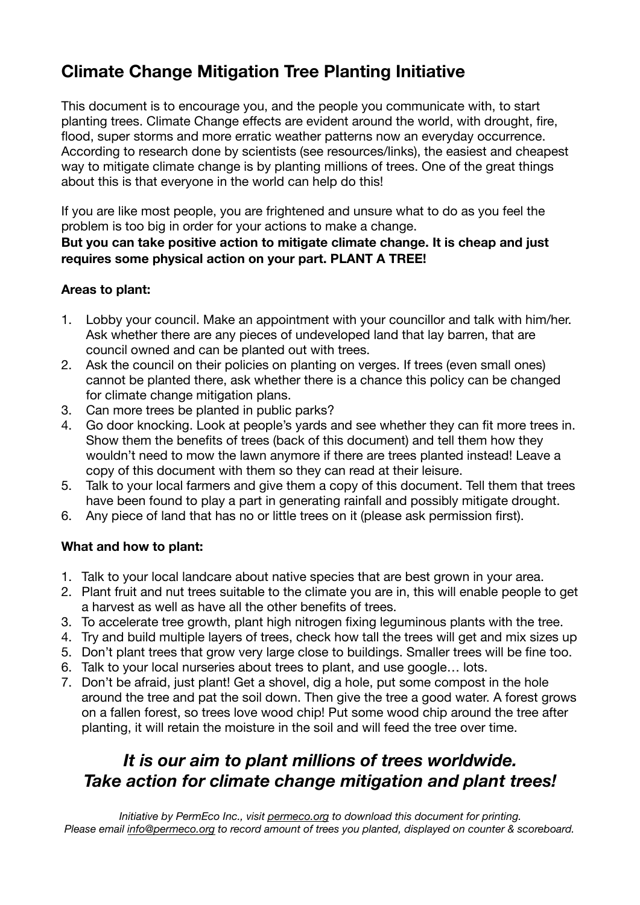# Climate Change Mitigation Tree Planting Initiative

This document is to encourage you, and the people you communicate with, to start planting trees. Climate Change effects are evident around the world, with drought, fire, flood, super storms and more erratic weather patterns now an everyday occurrence. According to research done by scientists (see resources/links), the easiest and cheapest way to mitigate climate change is by planting millions of trees. One of the great things about this is that everyone in the world can help do this!

If you are like most people, you are frightened and unsure what to do as you feel the problem is too big in order for your actions to make a change.
**But you can take positive action to mitigate climate change. It is cheap and just requires some physical action on your part. PLANT A TREE!**

**Areas to plant:**

1. Lobby your council. Make an appointment with your councillor and talk with him/her. Ask whether there are any pieces of undeveloped land that lay barren, that are council owned and can be planted out with trees.
2. Ask the council on their policies on planting on verges. If trees (even small ones) cannot be planted there, ask whether there is a chance this policy can be changed for climate change mitigation plans.
3. Can more trees be planted in public parks?
4. Go door knocking. Look at people's yards and see whether they can fit more trees in. Show them the benefits of trees (back of this document) and tell them how they wouldn't need to mow the lawn anymore if there are trees planted instead! Leave a copy of this document with them so they can read at their leisure.
5. Talk to your local farmers and give them a copy of this document. Tell them that trees have been found to play a part in generating rainfall and possibly mitigate drought.
6. Any piece of land that has no or little trees on it (please ask permission first).

**What and how to plant:**

1. Talk to your local landcare about native species that are best grown in your area.
2. Plant fruit and nut trees suitable to the climate you are in, this will enable people to get a harvest as well as have all the other benefits of trees.
3. To accelerate tree growth, plant high nitrogen fixing leguminous plants with the tree.
4. Try and build multiple layers of trees, check how tall the trees will get and mix sizes up
5. Don't plant trees that grow very large close to buildings. Smaller trees will be fine too.
6. Talk to your local nurseries about trees to plant, and use google… lots.
7. Don't be afraid, just plant! Get a shovel, dig a hole, put some compost in the hole around the tree and pat the soil down. Then give the tree a good water. A forest grows on a fallen forest, so trees love wood chip! Put some wood chip around the tree after planting, it will retain the moisture in the soil and will feed the tree over time.

## *It is our aim to plant millions of trees worldwide. Take action for climate change mitigation and plant trees!*

*Initiative by PermEco Inc., visit permeco.org to download this document for printing.*
*Please email info@permeco.org to record amount of trees you planted, displayed on counter & scoreboard.*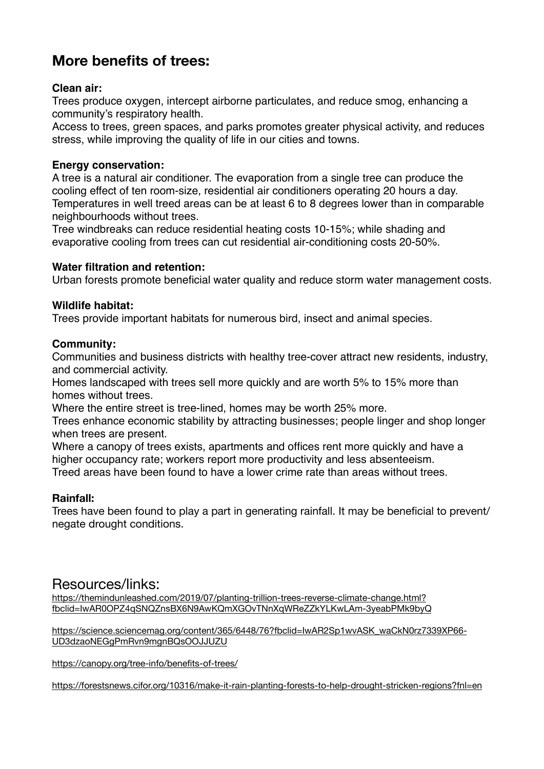## More benefits of trees:

**Clean air:**
Trees produce oxygen, intercept airborne particulates, and reduce smog, enhancing a community's respiratory health.
Access to trees, green spaces, and parks promotes greater physical activity, and reduces stress, while improving the quality of life in our cities and towns.

**Energy conservation:**
A tree is a natural air conditioner. The evaporation from a single tree can produce the cooling effect of ten room-size, residential air conditioners operating 20 hours a day.
Temperatures in well treed areas can be at least 6 to 8 degrees lower than in comparable neighbourhoods without trees.
Tree windbreaks can reduce residential heating costs 10-15%; while shading and evaporative cooling from trees can cut residential air-conditioning costs 20-50%.

**Water filtration and retention:**
Urban forests promote beneficial water quality and reduce storm water management costs.

**Wildlife habitat:**
Trees provide important habitats for numerous bird, insect and animal species.

**Community:**
Communities and business districts with healthy tree-cover attract new residents, industry, and commercial activity.
Homes landscaped with trees sell more quickly and are worth 5% to 15% more than homes without trees.
Where the entire street is tree-lined, homes may be worth 25% more.
Trees enhance economic stability by attracting businesses; people linger and shop longer when trees are present.
Where a canopy of trees exists, apartments and offices rent more quickly and have a higher occupancy rate; workers report more productivity and less absenteeism.
Treed areas have been found to have a lower crime rate than areas without trees.

**Rainfall:**
Trees have been found to play a part in generating rainfall. It may be beneficial to prevent/ negate drought conditions.

## Resources/links:

https://themindunleashed.com/2019/07/planting-trillion-trees-reverse-climate-change.html?fbclid=IwAR0OPZ4qSNQZnsBX6N9AwKQmXGOvTNnXqWReZZkYLKwLAm-3yeabPMk9byQ

https://science.sciencemag.org/content/365/6448/76?fbclid=IwAR2Sp1wvASK_waCkN0rz7339XP66-UD3dzaoNEGgPmRvn9mgnBQsOOJJUZU

https://canopy.org/tree-info/benefits-of-trees/

https://forestsnews.cifor.org/10316/make-it-rain-planting-forests-to-help-drought-stricken-regions?fnl=en